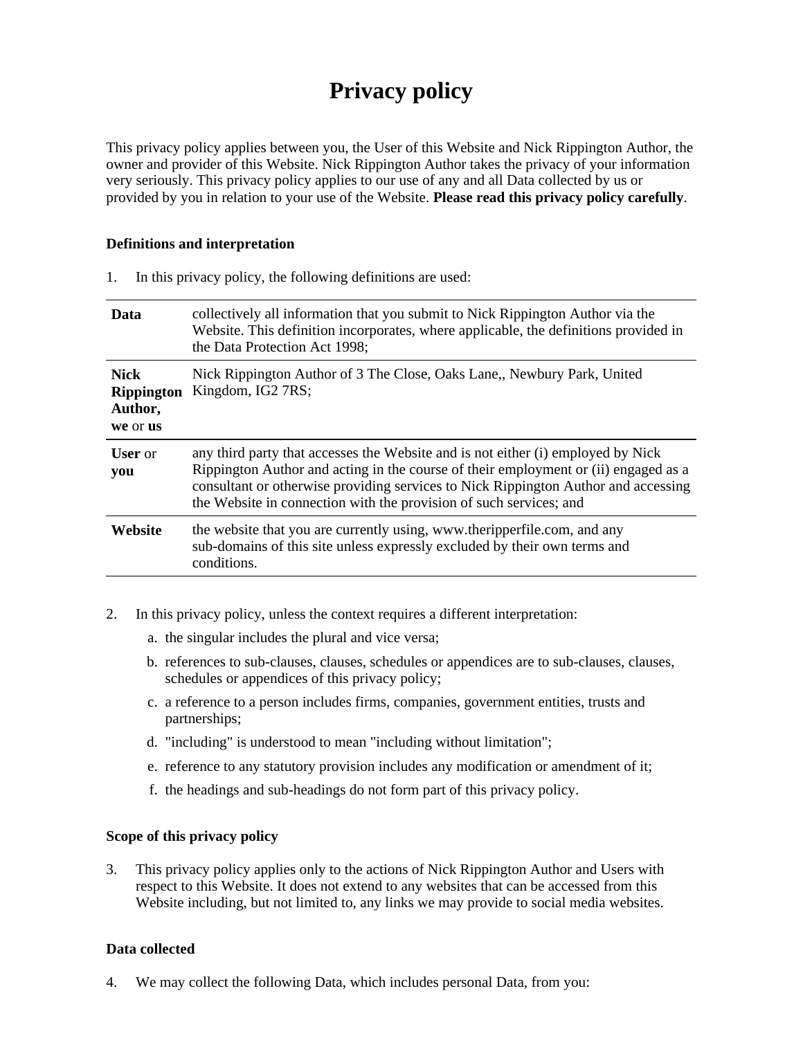# Privacy policy

This privacy policy applies between you, the User of this Website and Nick Rippington Author, the owner and provider of this Website. Nick Rippington Author takes the privacy of your information very seriously. This privacy policy applies to our use of any and all Data collected by us or provided by you in relation to your use of the Website. **Please read this privacy policy carefully**.

### Definitions and interpretation

1. In this privacy policy, the following definitions are used:

| | |
|---|---|
| **Data** | collectively all information that you submit to Nick Rippington Author via the Website. This definition incorporates, where applicable, the definitions provided in the Data Protection Act 1998; |
| **Nick Rippington Author, we** or **us** | Nick Rippington Author of 3 The Close, Oaks Lane,, Newbury Park, United Kingdom, IG2 7RS; |
| **User** or **you** | any third party that accesses the Website and is not either (i) employed by Nick Rippington Author and acting in the course of their employment or (ii) engaged as a consultant or otherwise providing services to Nick Rippington Author and accessing the Website in connection with the provision of such services; and |
| **Website** | the website that you are currently using, www.theripperfile.com, and any sub-domains of this site unless expressly excluded by their own terms and conditions. |

2. In this privacy policy, unless the context requires a different interpretation:
   a. the singular includes the plural and vice versa;
   b. references to sub-clauses, clauses, schedules or appendices are to sub-clauses, clauses, schedules or appendices of this privacy policy;
   c. a reference to a person includes firms, companies, government entities, trusts and partnerships;
   d. "including" is understood to mean "including without limitation";
   e. reference to any statutory provision includes any modification or amendment of it;
   f. the headings and sub-headings do not form part of this privacy policy.

### Scope of this privacy policy

3. This privacy policy applies only to the actions of Nick Rippington Author and Users with respect to this Website. It does not extend to any websites that can be accessed from this Website including, but not limited to, any links we may provide to social media websites.

### Data collected

4. We may collect the following Data, which includes personal Data, from you: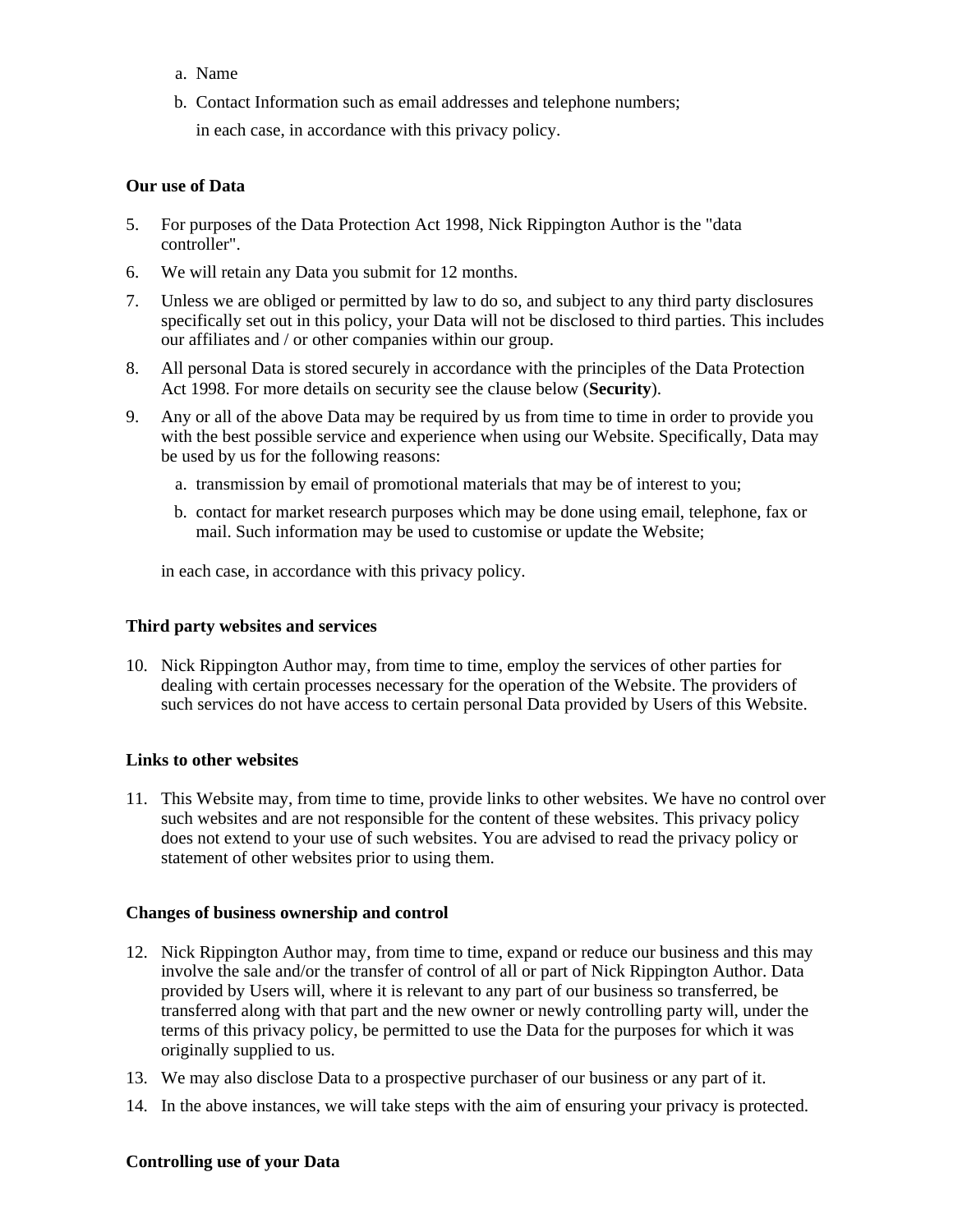a. Name
b. Contact Information such as email addresses and telephone numbers;

   in each case, in accordance with this privacy policy.

**Our use of Data**

5. For purposes of the Data Protection Act 1998, Nick Rippington Author is the "data controller".
6. We will retain any Data you submit for 12 months.
7. Unless we are obliged or permitted by law to do so, and subject to any third party disclosures specifically set out in this policy, your Data will not be disclosed to third parties. This includes our affiliates and / or other companies within our group.
8. All personal Data is stored securely in accordance with the principles of the Data Protection Act 1998. For more details on security see the clause below (**Security**).
9. Any or all of the above Data may be required by us from time to time in order to provide you with the best possible service and experience when using our Website. Specifically, Data may be used by us for the following reasons:
   a. transmission by email of promotional materials that may be of interest to you;
   b. contact for market research purposes which may be done using email, telephone, fax or mail. Such information may be used to customise or update the Website;

   in each case, in accordance with this privacy policy.

**Third party websites and services**

10. Nick Rippington Author may, from time to time, employ the services of other parties for dealing with certain processes necessary for the operation of the Website. The providers of such services do not have access to certain personal Data provided by Users of this Website.

**Links to other websites**

11. This Website may, from time to time, provide links to other websites. We have no control over such websites and are not responsible for the content of these websites. This privacy policy does not extend to your use of such websites. You are advised to read the privacy policy or statement of other websites prior to using them.

**Changes of business ownership and control**

12. Nick Rippington Author may, from time to time, expand or reduce our business and this may involve the sale and/or the transfer of control of all or part of Nick Rippington Author. Data provided by Users will, where it is relevant to any part of our business so transferred, be transferred along with that part and the new owner or newly controlling party will, under the terms of this privacy policy, be permitted to use the Data for the purposes for which it was originally supplied to us.
13. We may also disclose Data to a prospective purchaser of our business or any part of it.
14. In the above instances, we will take steps with the aim of ensuring your privacy is protected.

**Controlling use of your Data**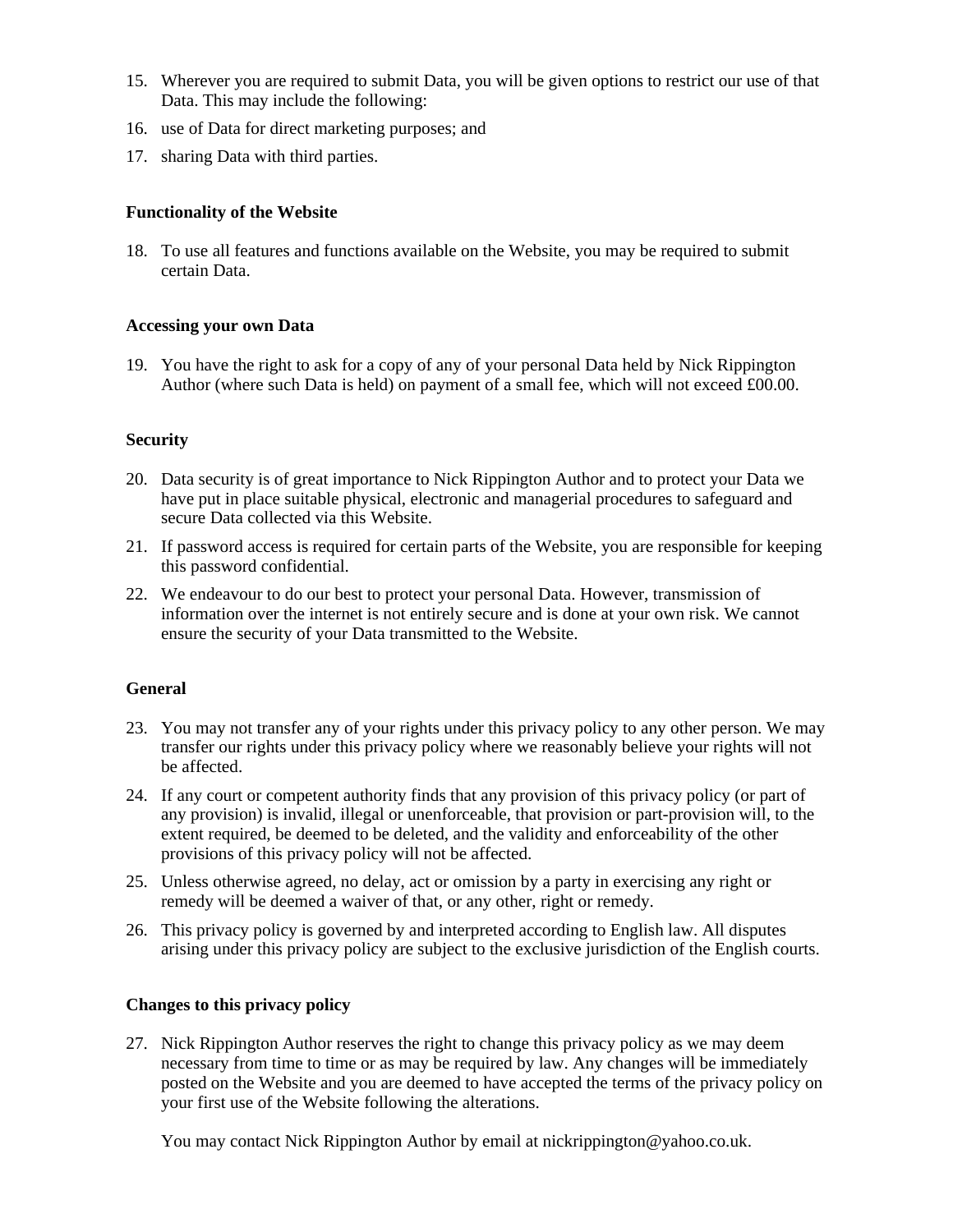15. Wherever you are required to submit Data, you will be given options to restrict our use of that Data. This may include the following:
16. use of Data for direct marketing purposes; and
17. sharing Data with third parties.

**Functionality of the Website**

18. To use all features and functions available on the Website, you may be required to submit certain Data.

**Accessing your own Data**

19. You have the right to ask for a copy of any of your personal Data held by Nick Rippington Author (where such Data is held) on payment of a small fee, which will not exceed £00.00.

**Security**

20. Data security is of great importance to Nick Rippington Author and to protect your Data we have put in place suitable physical, electronic and managerial procedures to safeguard and secure Data collected via this Website.
21. If password access is required for certain parts of the Website, you are responsible for keeping this password confidential.
22. We endeavour to do our best to protect your personal Data. However, transmission of information over the internet is not entirely secure and is done at your own risk. We cannot ensure the security of your Data transmitted to the Website.

**General**

23. You may not transfer any of your rights under this privacy policy to any other person. We may transfer our rights under this privacy policy where we reasonably believe your rights will not be affected.
24. If any court or competent authority finds that any provision of this privacy policy (or part of any provision) is invalid, illegal or unenforceable, that provision or part-provision will, to the extent required, be deemed to be deleted, and the validity and enforceability of the other provisions of this privacy policy will not be affected.
25. Unless otherwise agreed, no delay, act or omission by a party in exercising any right or remedy will be deemed a waiver of that, or any other, right or remedy.
26. This privacy policy is governed by and interpreted according to English law. All disputes arising under this privacy policy are subject to the exclusive jurisdiction of the English courts.

**Changes to this privacy policy**

27. Nick Rippington Author reserves the right to change this privacy policy as we may deem necessary from time to time or as may be required by law. Any changes will be immediately posted on the Website and you are deemed to have accepted the terms of the privacy policy on your first use of the Website following the alterations.

    You may contact Nick Rippington Author by email at nickrippington@yahoo.co.uk.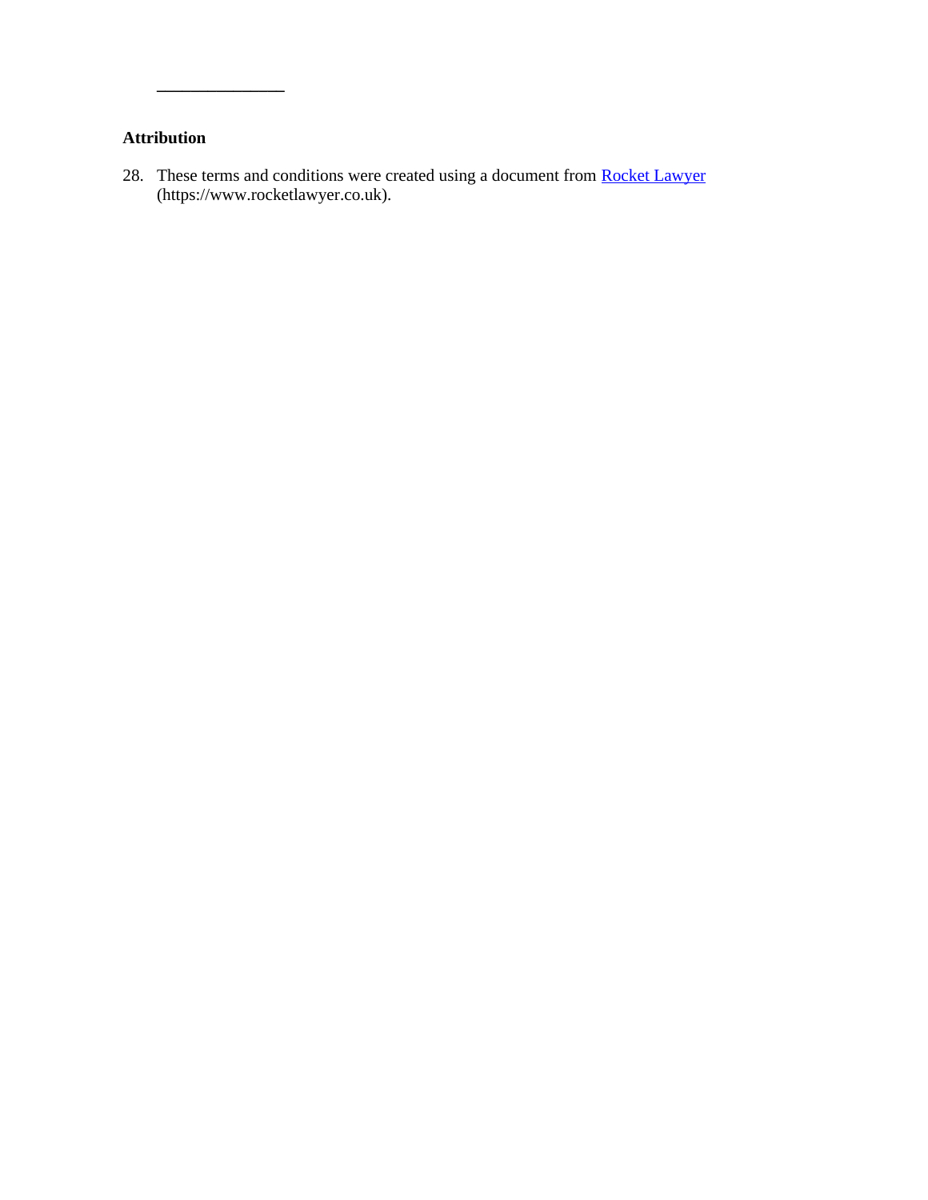---

**Attribution**

28. These terms and conditions were created using a document from [Rocket Lawyer](https://www.rocketlawyer.co.uk) (https://www.rocketlawyer.co.uk).